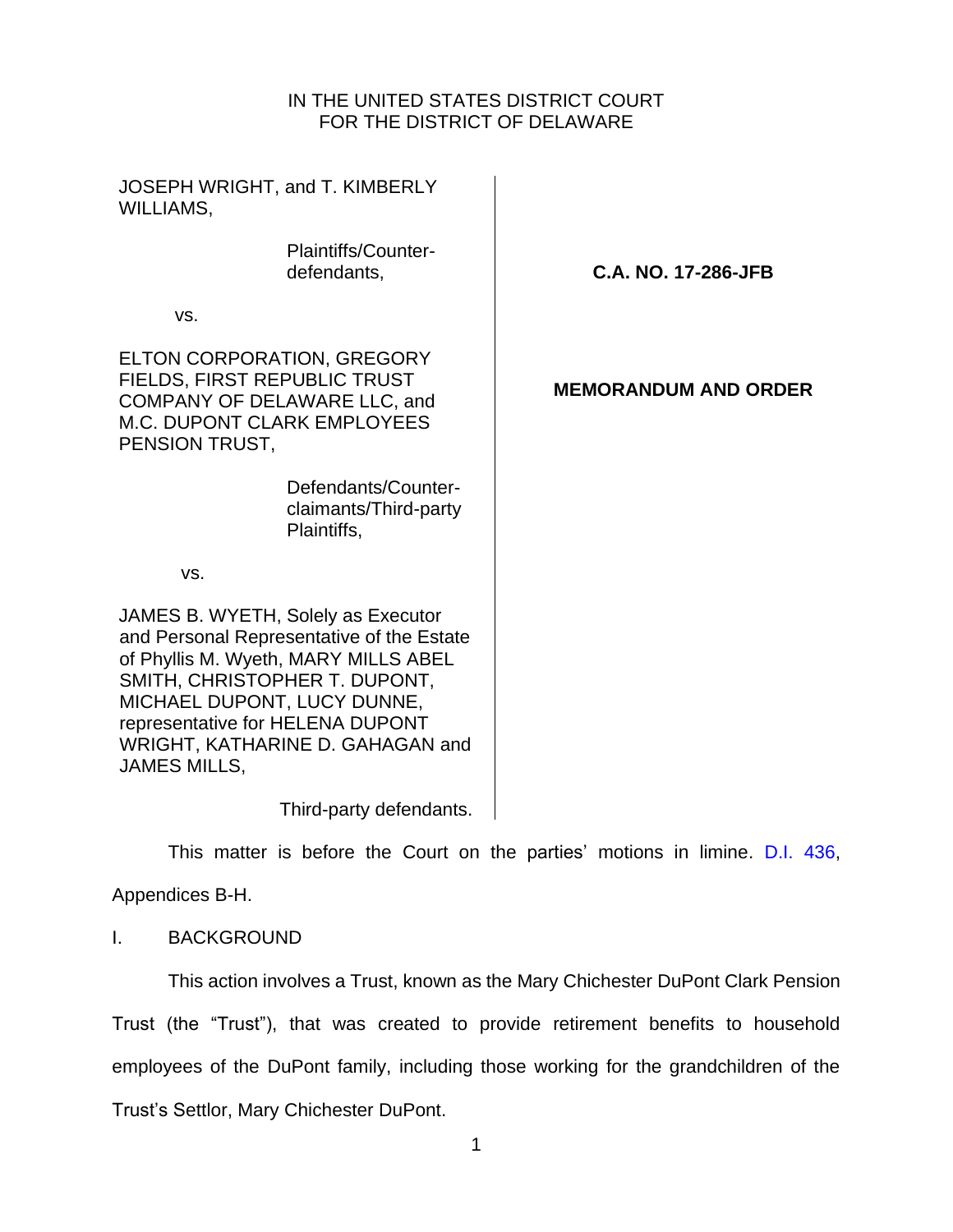IN THE UNITED STATES DISTRICT COURT
FOR THE DISTRICT OF DELAWARE

| | |
|---|---|
| JOSEPH WRIGHT, and T. KIMBERLY WILLIAMS,<br><br>Plaintiffs/Counter-defendants,<br><br>vs.<br><br>ELTON CORPORATION, GREGORY FIELDS, FIRST REPUBLIC TRUST COMPANY OF DELAWARE LLC, and M.C. DUPONT CLARK EMPLOYEES PENSION TRUST,<br><br>Defendants/Counter-claimants/Third-party Plaintiffs,<br><br>vs.<br><br>JAMES B. WYETH, Solely as Executor and Personal Representative of the Estate of Phyllis M. Wyeth, MARY MILLS ABEL SMITH, CHRISTOPHER T. DUPONT, MICHAEL DUPONT, LUCY DUNNE, representative for HELENA DUPONT WRIGHT, KATHARINE D. GAHAGAN and JAMES MILLS,<br><br>Third-party defendants. | **C.A. NO. 17-286-JFB**<br><br>**MEMORANDUM AND ORDER** |

This matter is before the Court on the parties' motions in limine. D.I. 436, Appendices B-H.

I. BACKGROUND

This action involves a Trust, known as the Mary Chichester DuPont Clark Pension Trust (the "Trust"), that was created to provide retirement benefits to household employees of the DuPont family, including those working for the grandchildren of the Trust's Settlor, Mary Chichester DuPont.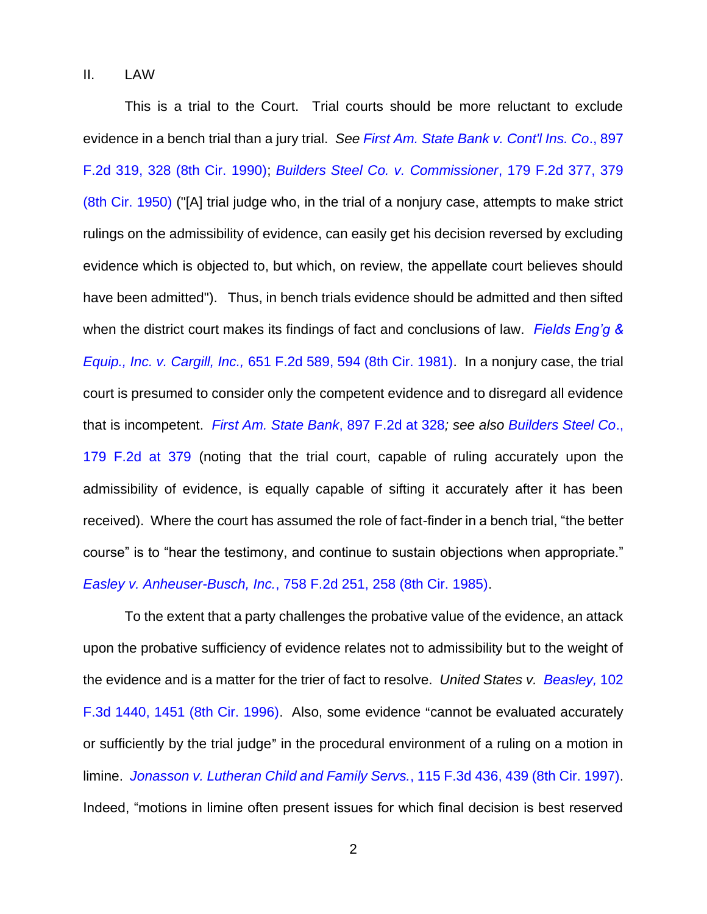II. LAW

This is a trial to the Court. Trial courts should be more reluctant to exclude evidence in a bench trial than a jury trial. *See First Am. State Bank v. Cont'l Ins. Co*., 897 F.2d 319, 328 (8th Cir. 1990); *Builders Steel Co. v. Commissioner*, 179 F.2d 377, 379 (8th Cir. 1950) ("[A] trial judge who, in the trial of a nonjury case, attempts to make strict rulings on the admissibility of evidence, can easily get his decision reversed by excluding evidence which is objected to, but which, on review, the appellate court believes should have been admitted"). Thus, in bench trials evidence should be admitted and then sifted when the district court makes its findings of fact and conclusions of law. *Fields Eng'g & Equip., Inc. v. Cargill, Inc.,* 651 F.2d 589, 594 (8th Cir. 1981). In a nonjury case, the trial court is presumed to consider only the competent evidence and to disregard all evidence that is incompetent. *First Am. State Bank*, 897 F.2d at 328*; see also Builders Steel Co*., 179 F.2d at 379 (noting that the trial court, capable of ruling accurately upon the admissibility of evidence, is equally capable of sifting it accurately after it has been received). Where the court has assumed the role of fact-finder in a bench trial, "the better course" is to "hear the testimony, and continue to sustain objections when appropriate." *Easley v. Anheuser-Busch, Inc.*, 758 F.2d 251, 258 (8th Cir. 1985).

To the extent that a party challenges the probative value of the evidence, an attack upon the probative sufficiency of evidence relates not to admissibility but to the weight of the evidence and is a matter for the trier of fact to resolve. *United States v. Beasley,* 102 F.3d 1440, 1451 (8th Cir. 1996). Also, some evidence "cannot be evaluated accurately or sufficiently by the trial judge" in the procedural environment of a ruling on a motion in limine. *Jonasson v. Lutheran Child and Family Servs.*, 115 F.3d 436, 439 (8th Cir. 1997). Indeed, "motions in limine often present issues for which final decision is best reserved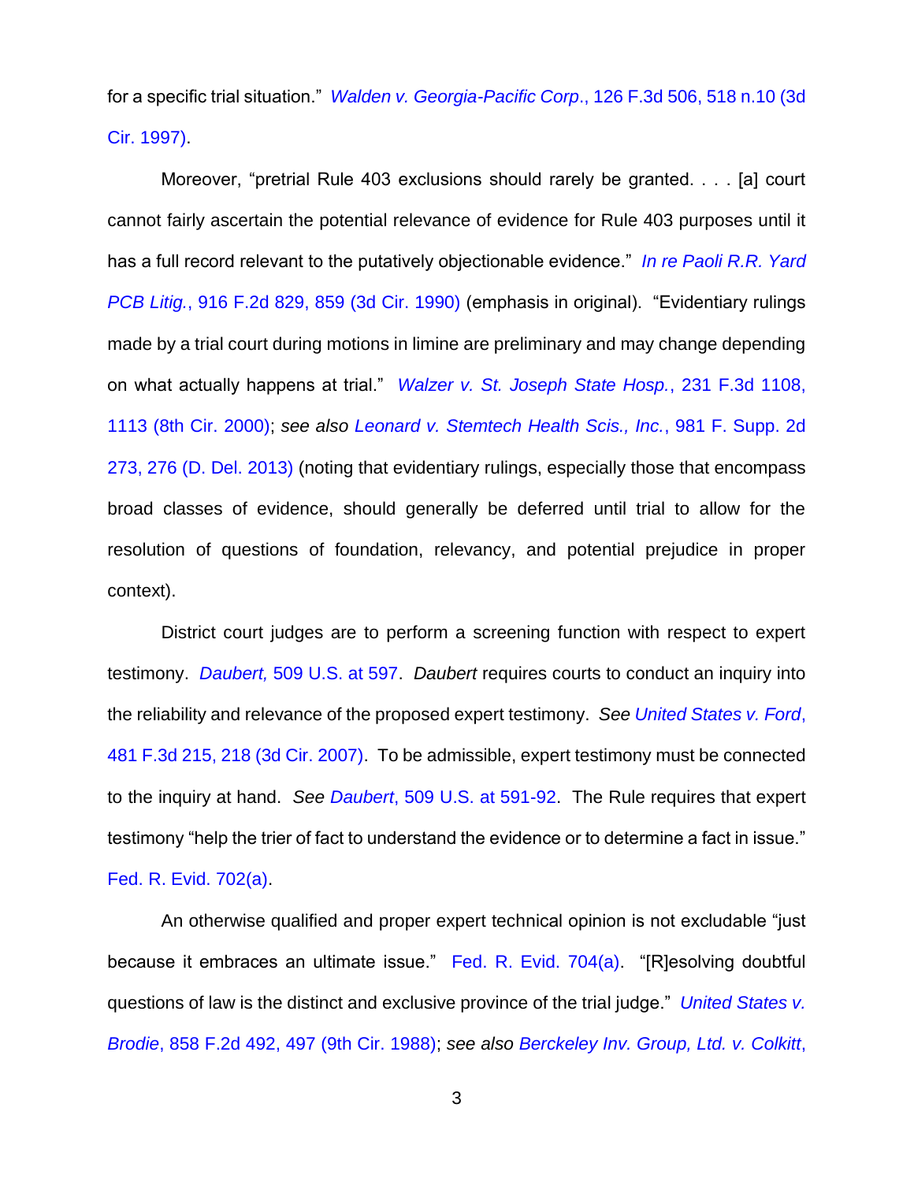for a specific trial situation." *Walden v. Georgia-Pacific Corp.*, 126 F.3d 506, 518 n.10 (3d Cir. 1997).

Moreover, "pretrial Rule 403 exclusions should rarely be granted. . . . [a] court cannot fairly ascertain the potential relevance of evidence for Rule 403 purposes until it has a full record relevant to the putatively objectionable evidence." *In re Paoli R.R. Yard PCB Litig.*, 916 F.2d 829, 859 (3d Cir. 1990) (emphasis in original). "Evidentiary rulings made by a trial court during motions in limine are preliminary and may change depending on what actually happens at trial." *Walzer v. St. Joseph State Hosp.*, 231 F.3d 1108, 1113 (8th Cir. 2000); *see also* *Leonard v. Stemtech Health Scis., Inc.*, 981 F. Supp. 2d 273, 276 (D. Del. 2013) (noting that evidentiary rulings, especially those that encompass broad classes of evidence, should generally be deferred until trial to allow for the resolution of questions of foundation, relevancy, and potential prejudice in proper context).

District court judges are to perform a screening function with respect to expert testimony. *Daubert,* 509 U.S. at 597. *Daubert* requires courts to conduct an inquiry into the reliability and relevance of the proposed expert testimony. *See* *United States v. Ford*, 481 F.3d 215, 218 (3d Cir. 2007). To be admissible, expert testimony must be connected to the inquiry at hand. *See* *Daubert*, 509 U.S. at 591-92. The Rule requires that expert testimony "help the trier of fact to understand the evidence or to determine a fact in issue." Fed. R. Evid. 702(a).

An otherwise qualified and proper expert technical opinion is not excludable "just because it embraces an ultimate issue." Fed. R. Evid. 704(a). "[R]esolving doubtful questions of law is the distinct and exclusive province of the trial judge." *United States v. Brodie*, 858 F.2d 492, 497 (9th Cir. 1988); *see also* *Berckeley Inv. Group, Ltd. v. Colkitt*,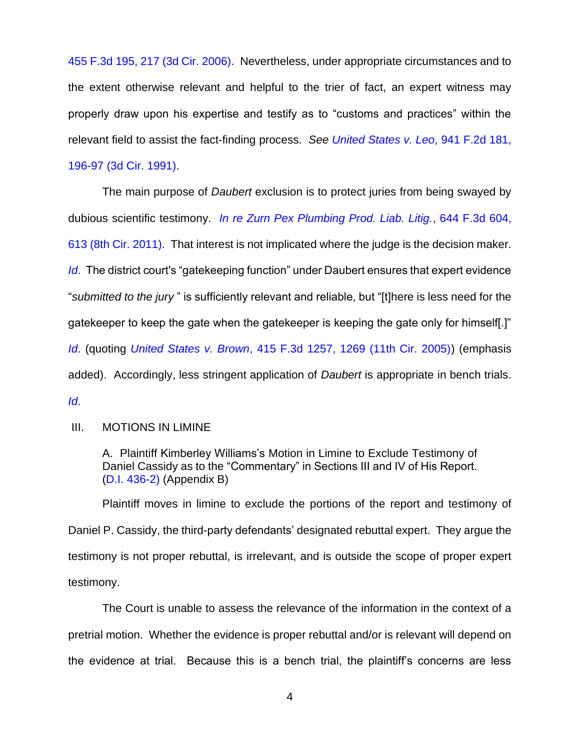455 F.3d 195, 217 (3d Cir. 2006). Nevertheless, under appropriate circumstances and to the extent otherwise relevant and helpful to the trier of fact, an expert witness may properly draw upon his expertise and testify as to "customs and practices" within the relevant field to assist the fact-finding process. *See United States v. Leo*, 941 F.2d 181, 196-97 (3d Cir. 1991).

The main purpose of *Daubert* exclusion is to protect juries from being swayed by dubious scientific testimony. *In re Zurn Pex Plumbing Prod. Liab. Litig.*, 644 F.3d 604, 613 (8th Cir. 2011). That interest is not implicated where the judge is the decision maker. *Id*. The district court's "gatekeeping function" under Daubert ensures that expert evidence "*submitted to the jury* " is sufficiently relevant and reliable, but "[t]here is less need for the gatekeeper to keep the gate when the gatekeeper is keeping the gate only for himself[.]" *Id*. (quoting *United States v. Brown*, 415 F.3d 1257, 1269 (11th Cir. 2005)) (emphasis added). Accordingly, less stringent application of *Daubert* is appropriate in bench trials. *Id*.

## III. MOTIONS IN LIMINE

### A. Plaintiff Kimberley Williams's Motion in Limine to Exclude Testimony of Daniel Cassidy as to the "Commentary" in Sections III and IV of His Report. (D.I. 436-2) (Appendix B)

Plaintiff moves in limine to exclude the portions of the report and testimony of Daniel P. Cassidy, the third-party defendants' designated rebuttal expert. They argue the testimony is not proper rebuttal, is irrelevant, and is outside the scope of proper expert testimony.

The Court is unable to assess the relevance of the information in the context of a pretrial motion. Whether the evidence is proper rebuttal and/or is relevant will depend on the evidence at trial. Because this is a bench trial, the plaintiff's concerns are less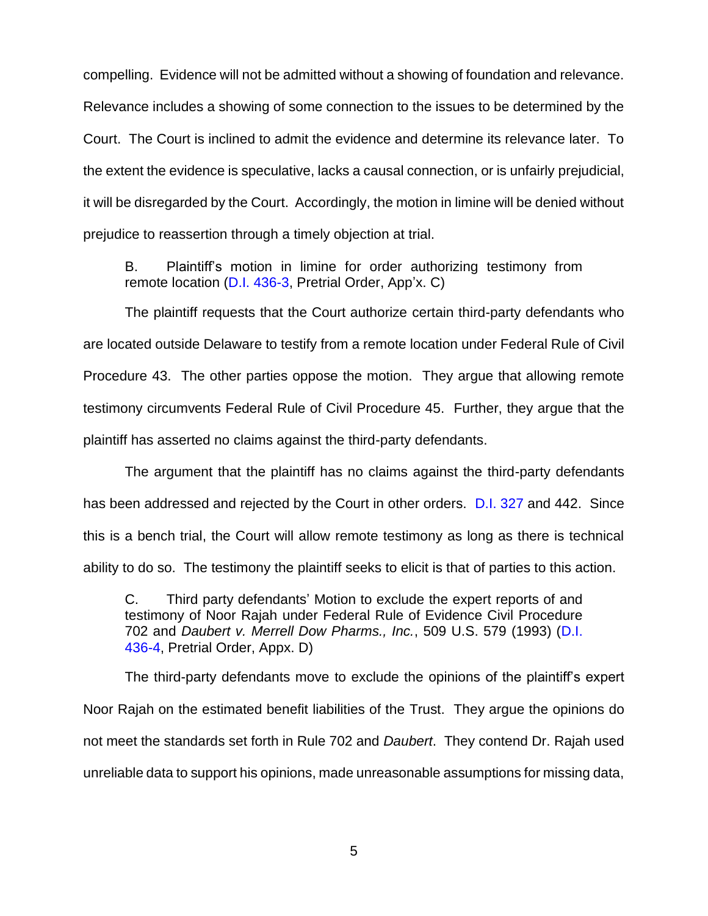compelling. Evidence will not be admitted without a showing of foundation and relevance. Relevance includes a showing of some connection to the issues to be determined by the Court. The Court is inclined to admit the evidence and determine its relevance later. To the extent the evidence is speculative, lacks a causal connection, or is unfairly prejudicial, it will be disregarded by the Court. Accordingly, the motion in limine will be denied without prejudice to reassertion through a timely objection at trial.

B. Plaintiff's motion in limine for order authorizing testimony from remote location (D.I. 436-3, Pretrial Order, App'x. C)

The plaintiff requests that the Court authorize certain third-party defendants who are located outside Delaware to testify from a remote location under Federal Rule of Civil Procedure 43. The other parties oppose the motion. They argue that allowing remote testimony circumvents Federal Rule of Civil Procedure 45. Further, they argue that the plaintiff has asserted no claims against the third-party defendants.

The argument that the plaintiff has no claims against the third-party defendants has been addressed and rejected by the Court in other orders. D.I. 327 and 442. Since this is a bench trial, the Court will allow remote testimony as long as there is technical ability to do so. The testimony the plaintiff seeks to elicit is that of parties to this action.

C. Third party defendants' Motion to exclude the expert reports of and testimony of Noor Rajah under Federal Rule of Evidence Civil Procedure 702 and *Daubert v. Merrell Dow Pharms., Inc.*, 509 U.S. 579 (1993) (D.I. 436-4, Pretrial Order, Appx. D)

The third-party defendants move to exclude the opinions of the plaintiff's expert Noor Rajah on the estimated benefit liabilities of the Trust. They argue the opinions do not meet the standards set forth in Rule 702 and *Daubert*. They contend Dr. Rajah used unreliable data to support his opinions, made unreasonable assumptions for missing data,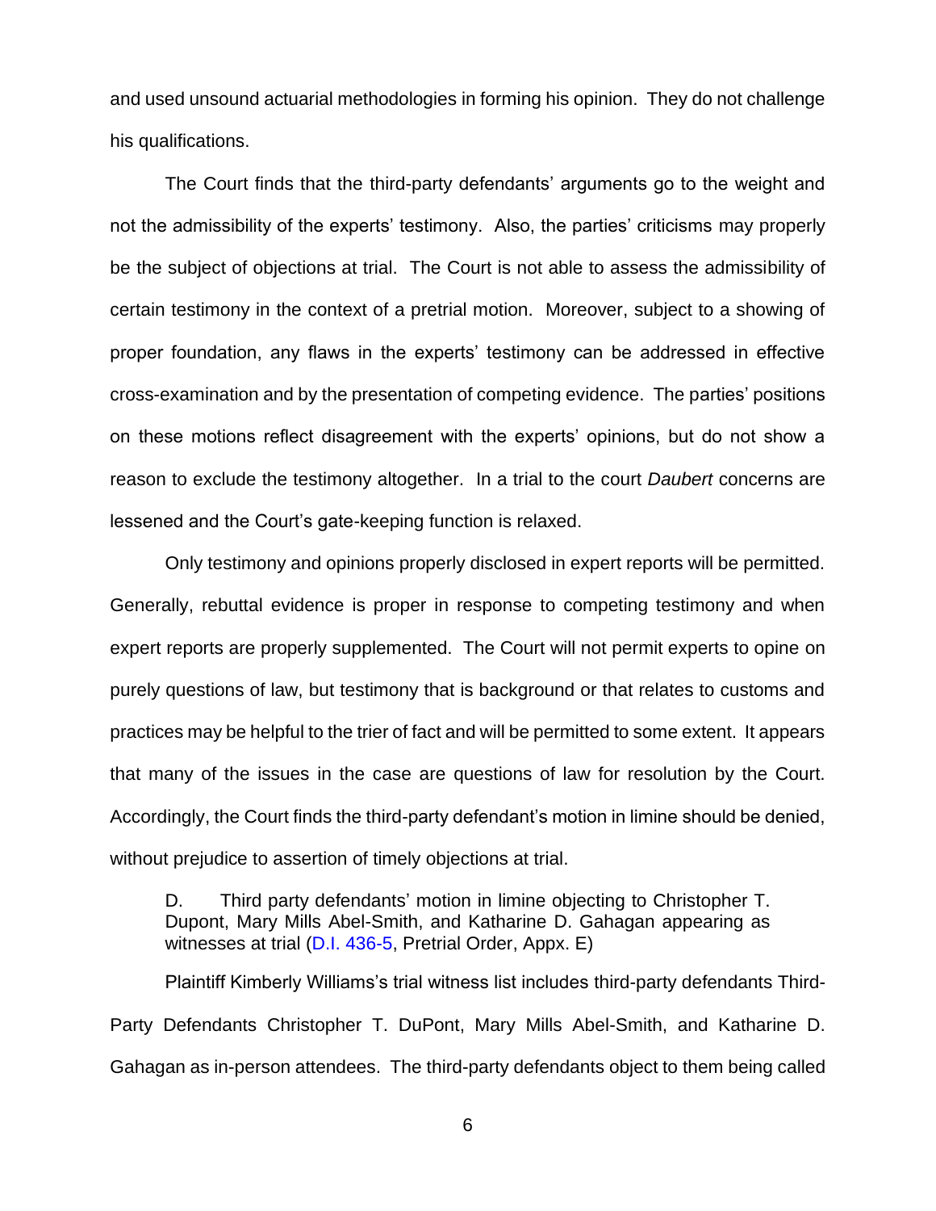and used unsound actuarial methodologies in forming his opinion. They do not challenge his qualifications.

The Court finds that the third-party defendants' arguments go to the weight and not the admissibility of the experts' testimony. Also, the parties' criticisms may properly be the subject of objections at trial. The Court is not able to assess the admissibility of certain testimony in the context of a pretrial motion. Moreover, subject to a showing of proper foundation, any flaws in the experts' testimony can be addressed in effective cross-examination and by the presentation of competing evidence. The parties' positions on these motions reflect disagreement with the experts' opinions, but do not show a reason to exclude the testimony altogether. In a trial to the court *Daubert* concerns are lessened and the Court's gate-keeping function is relaxed.

Only testimony and opinions properly disclosed in expert reports will be permitted. Generally, rebuttal evidence is proper in response to competing testimony and when expert reports are properly supplemented. The Court will not permit experts to opine on purely questions of law, but testimony that is background or that relates to customs and practices may be helpful to the trier of fact and will be permitted to some extent. It appears that many of the issues in the case are questions of law for resolution by the Court. Accordingly, the Court finds the third-party defendant's motion in limine should be denied, without prejudice to assertion of timely objections at trial.

> D. Third party defendants' motion in limine objecting to Christopher T. Dupont, Mary Mills Abel-Smith, and Katharine D. Gahagan appearing as witnesses at trial (D.I. 436-5, Pretrial Order, Appx. E)

Plaintiff Kimberly Williams's trial witness list includes third-party defendants Third-Party Defendants Christopher T. DuPont, Mary Mills Abel-Smith, and Katharine D. Gahagan as in-person attendees. The third-party defendants object to them being called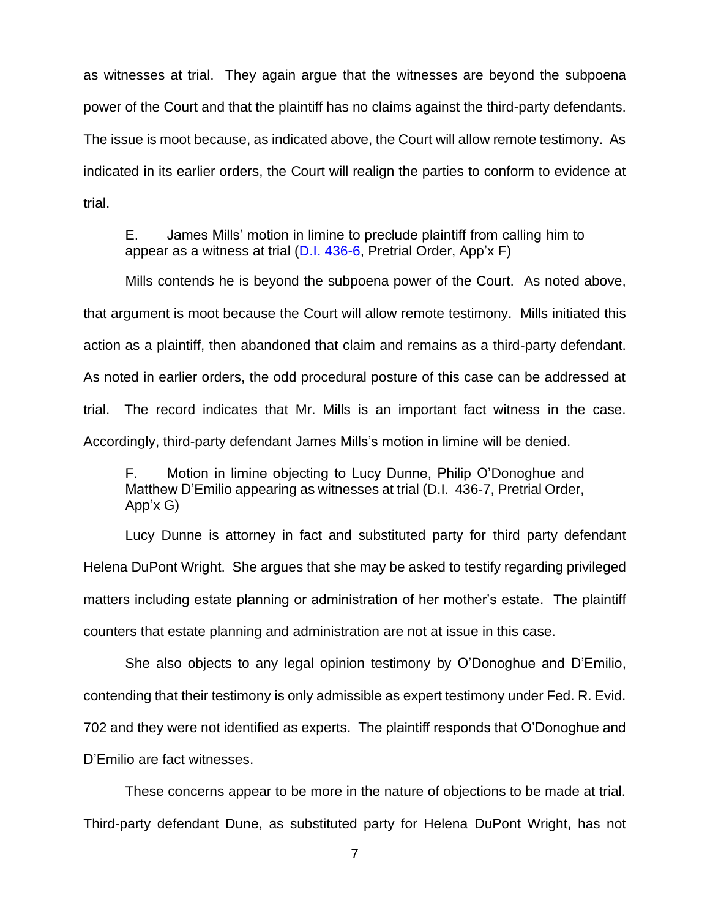as witnesses at trial. They again argue that the witnesses are beyond the subpoena power of the Court and that the plaintiff has no claims against the third-party defendants. The issue is moot because, as indicated above, the Court will allow remote testimony. As indicated in its earlier orders, the Court will realign the parties to conform to evidence at trial.

E. James Mills' motion in limine to preclude plaintiff from calling him to appear as a witness at trial (D.I. 436-6, Pretrial Order, App'x F)

Mills contends he is beyond the subpoena power of the Court. As noted above, that argument is moot because the Court will allow remote testimony. Mills initiated this action as a plaintiff, then abandoned that claim and remains as a third-party defendant. As noted in earlier orders, the odd procedural posture of this case can be addressed at trial. The record indicates that Mr. Mills is an important fact witness in the case. Accordingly, third-party defendant James Mills's motion in limine will be denied.

F. Motion in limine objecting to Lucy Dunne, Philip O'Donoghue and Matthew D'Emilio appearing as witnesses at trial (D.I. 436-7, Pretrial Order, App'x G)

Lucy Dunne is attorney in fact and substituted party for third party defendant Helena DuPont Wright. She argues that she may be asked to testify regarding privileged matters including estate planning or administration of her mother's estate. The plaintiff counters that estate planning and administration are not at issue in this case.

She also objects to any legal opinion testimony by O'Donoghue and D'Emilio, contending that their testimony is only admissible as expert testimony under Fed. R. Evid. 702 and they were not identified as experts. The plaintiff responds that O'Donoghue and D'Emilio are fact witnesses.

These concerns appear to be more in the nature of objections to be made at trial. Third-party defendant Dune, as substituted party for Helena DuPont Wright, has not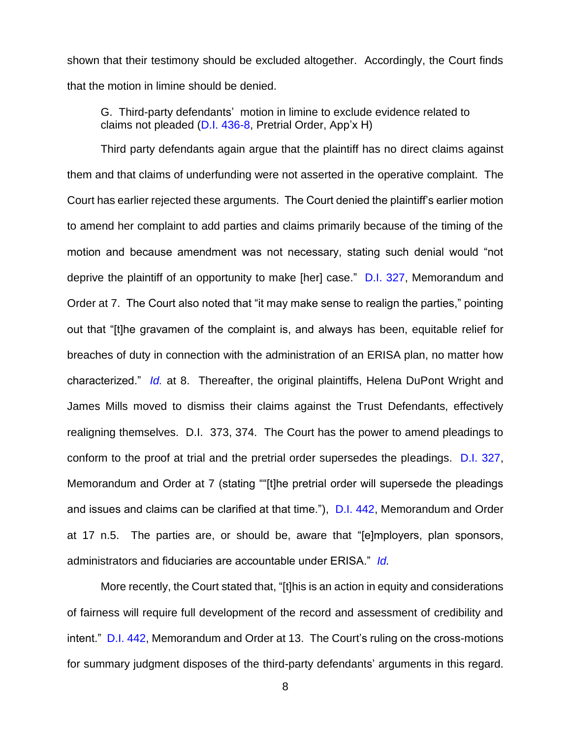shown that their testimony should be excluded altogether. Accordingly, the Court finds that the motion in limine should be denied.

G. Third-party defendants' motion in limine to exclude evidence related to claims not pleaded (D.I. 436-8, Pretrial Order, App'x H)

Third party defendants again argue that the plaintiff has no direct claims against them and that claims of underfunding were not asserted in the operative complaint. The Court has earlier rejected these arguments. The Court denied the plaintiff's earlier motion to amend her complaint to add parties and claims primarily because of the timing of the motion and because amendment was not necessary, stating such denial would "not deprive the plaintiff of an opportunity to make [her] case." D.I. 327, Memorandum and Order at 7. The Court also noted that "it may make sense to realign the parties," pointing out that "[t]he gravamen of the complaint is, and always has been, equitable relief for breaches of duty in connection with the administration of an ERISA plan, no matter how characterized." *Id.* at 8. Thereafter, the original plaintiffs, Helena DuPont Wright and James Mills moved to dismiss their claims against the Trust Defendants, effectively realigning themselves. D.I. 373, 374. The Court has the power to amend pleadings to conform to the proof at trial and the pretrial order supersedes the pleadings. D.I. 327, Memorandum and Order at 7 (stating ""[t]he pretrial order will supersede the pleadings and issues and claims can be clarified at that time."), D.I. 442, Memorandum and Order at 17 n.5. The parties are, or should be, aware that "[e]mployers, plan sponsors, administrators and fiduciaries are accountable under ERISA." *Id.*

More recently, the Court stated that, "[t]his is an action in equity and considerations of fairness will require full development of the record and assessment of credibility and intent." D.I. 442, Memorandum and Order at 13. The Court's ruling on the cross-motions for summary judgment disposes of the third-party defendants' arguments in this regard.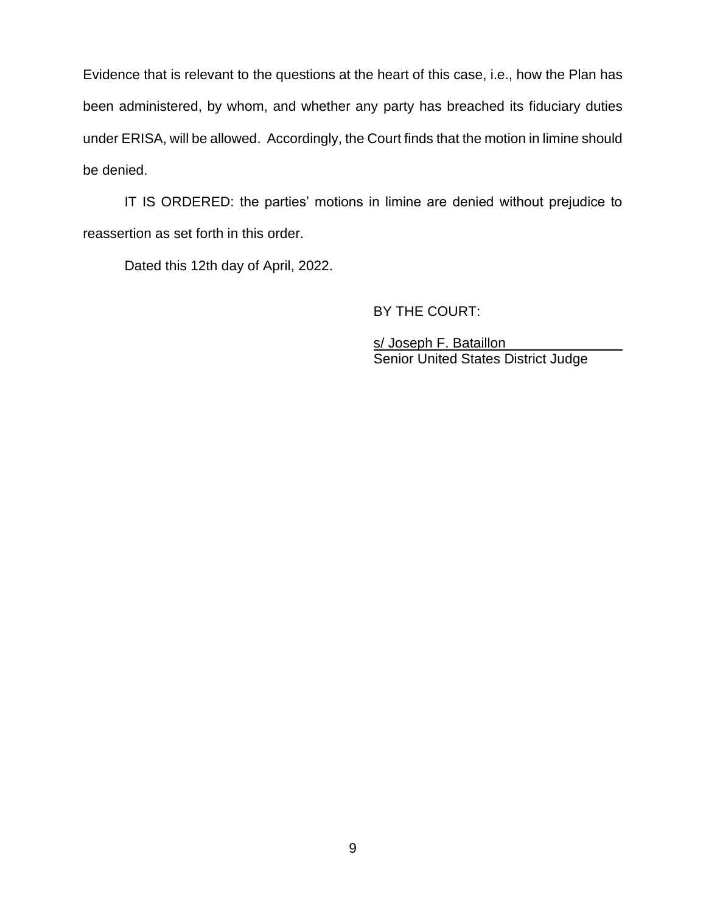Evidence that is relevant to the questions at the heart of this case, i.e., how the Plan has been administered, by whom, and whether any party has breached its fiduciary duties under ERISA, will be allowed. Accordingly, the Court finds that the motion in limine should be denied.

IT IS ORDERED: the parties' motions in limine are denied without prejudice to reassertion as set forth in this order.

Dated this 12th day of April, 2022.

BY THE COURT:

s/ Joseph F. Bataillon
Senior United States District Judge